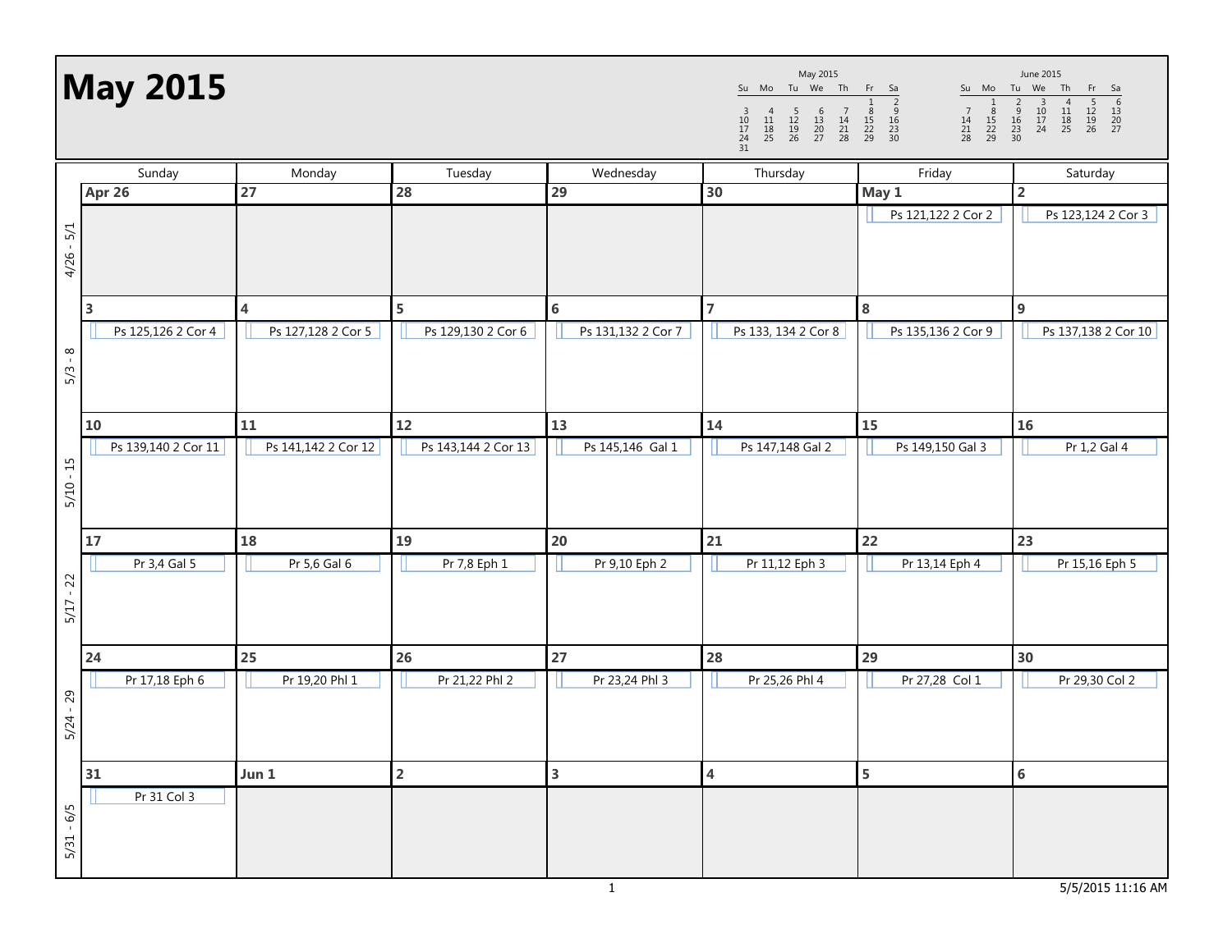# May 2015

May 2015

| Su | Mo | Tu | We | Th | Fr | Sa |
|---|---|---|---|---|---|---|
| | | | | | 1 | 2 |
| 3 | 4 | 5 | 6 | 7 | 8 | 9 |
| 10 | 11 | 12 | 13 | 14 | 15 | 16 |
| 17 | 18 | 19 | 20 | 21 | 22 | 23 |
| 24 | 25 | 26 | 27 | 28 | 29 | 30 |
| 31 | | | | | | |

June 2015

| Su | Mo | Tu | We | Th | Fr | Sa |
|---|---|---|---|---|---|---|
| | 1 | 2 | 3 | 4 | 5 | 6 |
| 7 | 8 | 9 | 10 | 11 | 12 | 13 |
| 14 | 15 | 16 | 17 | 18 | 19 | 20 |
| 21 | 22 | 23 | 24 | 25 | 26 | 27 |
| 28 | 29 | 30 | | | | |

| | Sunday | Monday | Tuesday | Wednesday | Thursday | Friday | Saturday |
|---|---|---|---|---|---|---|---|
| 4/26 - 5/1 | Apr 26 | 27 | 28 | 29 | 30 | May 1 Ps 121,122 2 Cor 2 | 2 Ps 123,124 2 Cor 3 |
| 5/3 - 8 | 3 Ps 125,126 2 Cor 4 | 4 Ps 127,128 2 Cor 5 | 5 Ps 129,130 2 Cor 6 | 6 Ps 131,132 2 Cor 7 | 7 Ps 133, 134 2 Cor 8 | 8 Ps 135,136 2 Cor 9 | 9 Ps 137,138 2 Cor 10 |
| 5/10 - 15 | 10 Ps 139,140 2 Cor 11 | 11 Ps 141,142 2 Cor 12 | 12 Ps 143,144 2 Cor 13 | 13 Ps 145,146 Gal 1 | 14 Ps 147,148 Gal 2 | 15 Ps 149,150 Gal 3 | 16 Pr 1,2 Gal 4 |
| 5/17 - 22 | 17 Pr 3,4 Gal 5 | 18 Pr 5,6 Gal 6 | 19 Pr 7,8 Eph 1 | 20 Pr 9,10 Eph 2 | 21 Pr 11,12 Eph 3 | 22 Pr 13,14 Eph 4 | 23 Pr 15,16 Eph 5 |
| 5/24 - 29 | 24 Pr 17,18 Eph 6 | 25 Pr 19,20 Phl 1 | 26 Pr 21,22 Phl 2 | 27 Pr 23,24 Phl 3 | 28 Pr 25,26 Phl 4 | 29 Pr 27,28 Col 1 | 30 Pr 29,30 Col 2 |
| 5/31 - 6/5 | 31 Pr 31 Col 3 | Jun 1 | 2 | 3 | 4 | 5 | 6 |

5/5/2015 11:16 AM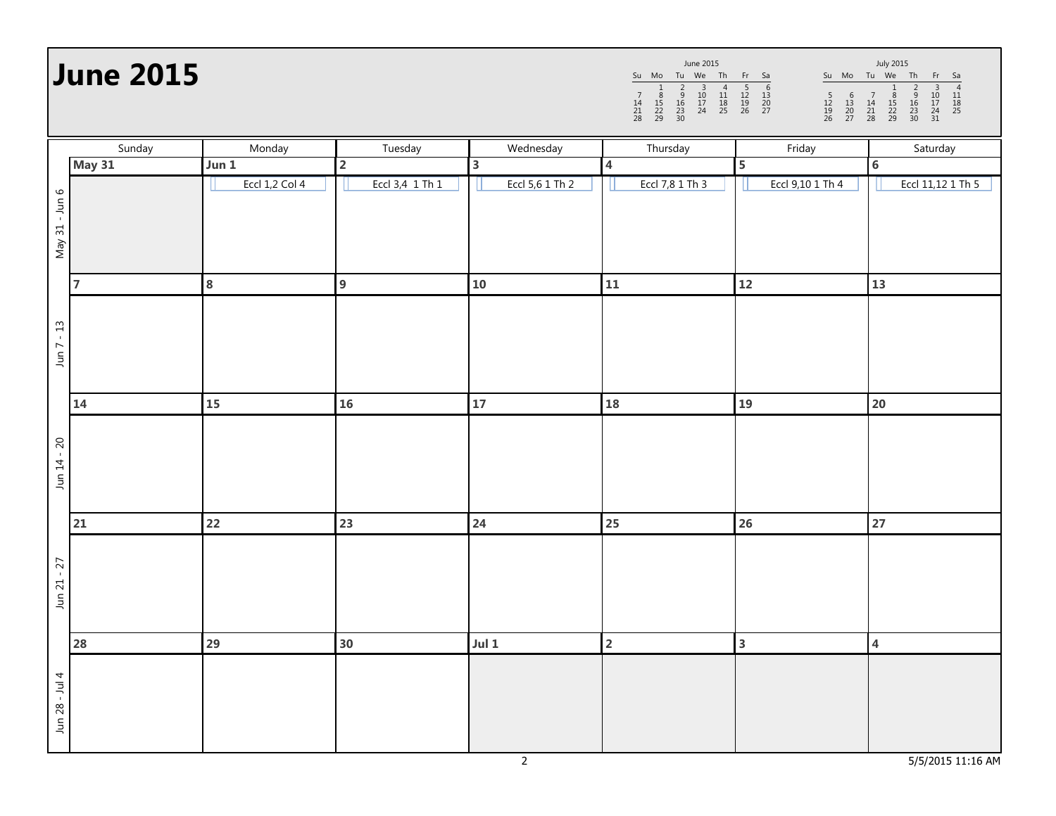# June 2015

June 2015

| Su | Mo | Tu | We | Th | Fr | Sa |
|---|---|---|---|---|---|---|
| | 1 | 2 | 3 | 4 | 5 | 6 |
| 7 | 8 | 9 | 10 | 11 | 12 | 13 |
| 14 | 15 | 16 | 17 | 18 | 19 | 20 |
| 21 | 22 | 23 | 24 | 25 | 26 | 27 |
| 28 | 29 | 30 | | | | |

July 2015

| Su | Mo | Tu | We | Th | Fr | Sa |
|---|---|---|---|---|---|---|
| | | | 1 | 2 | 3 | 4 |
| 5 | 6 | 7 | 8 | 9 | 10 | 11 |
| 12 | 13 | 14 | 15 | 16 | 17 | 18 |
| 19 | 20 | 21 | 22 | 23 | 24 | 25 |
| 26 | 27 | 28 | 29 | 30 | 31 | |

| | Sunday | Monday | Tuesday | Wednesday | Thursday | Friday | Saturday |
|---|---|---|---|---|---|---|---|
| May 31 - Jun 6 | **May 31** | **Jun 1** Eccl 1,2 Col 4 | **2** Eccl 3,4 1 Th 1 | **3** Eccl 5,6 1 Th 2 | **4** Eccl 7,8 1 Th 3 | **5** Eccl 9,10 1 Th 4 | **6** Eccl 11,12 1 Th 5 |
| Jun 7 - 13 | **7** | **8** | **9** | **10** | **11** | **12** | **13** |
| Jun 14 - 20 | **14** | **15** | **16** | **17** | **18** | **19** | **20** |
| Jun 21 - 27 | **21** | **22** | **23** | **24** | **25** | **26** | **27** |
| Jun 28 - Jul 4 | **28** | **29** | **30** | **Jul 1** | **2** | **3** | **4** |

5/5/2015 11:16 AM